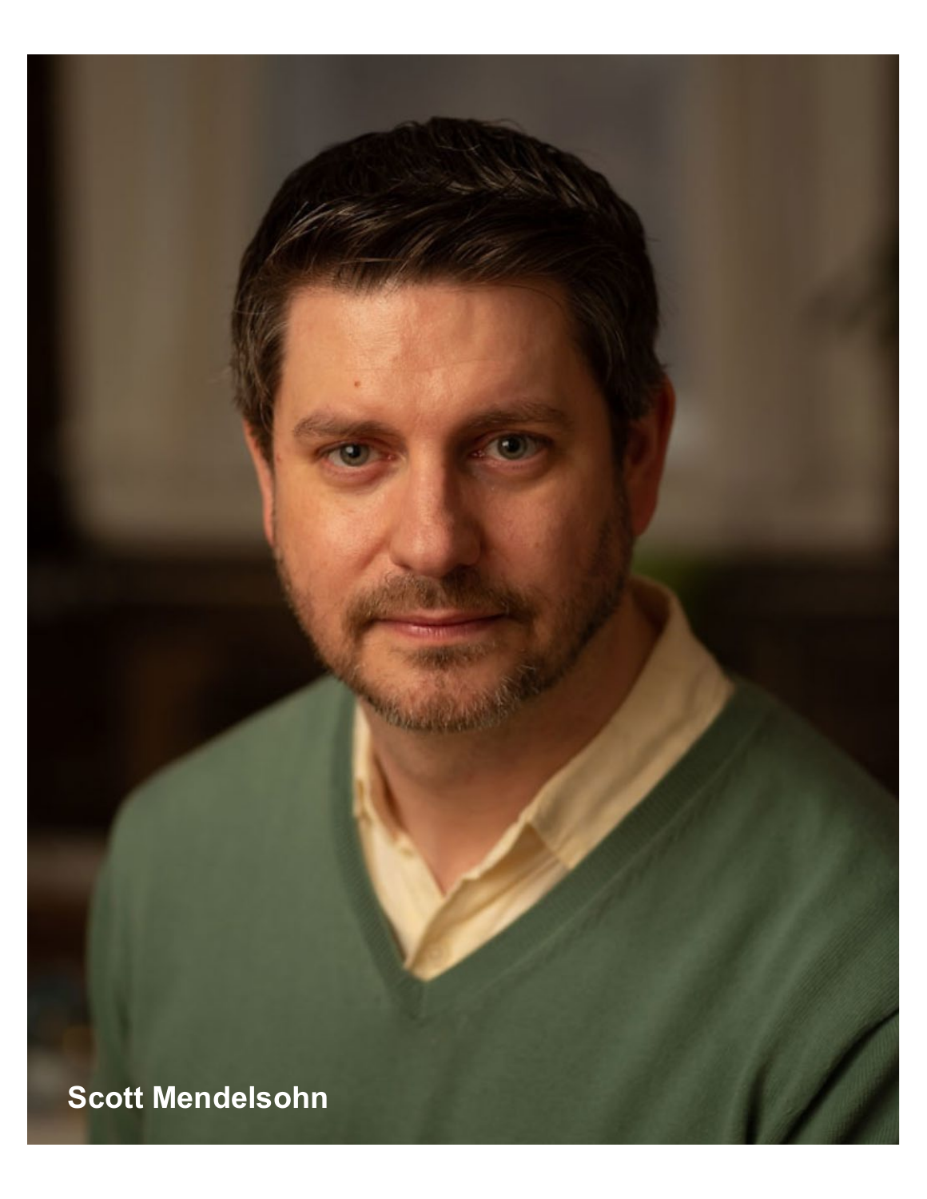Scott Mendelsohn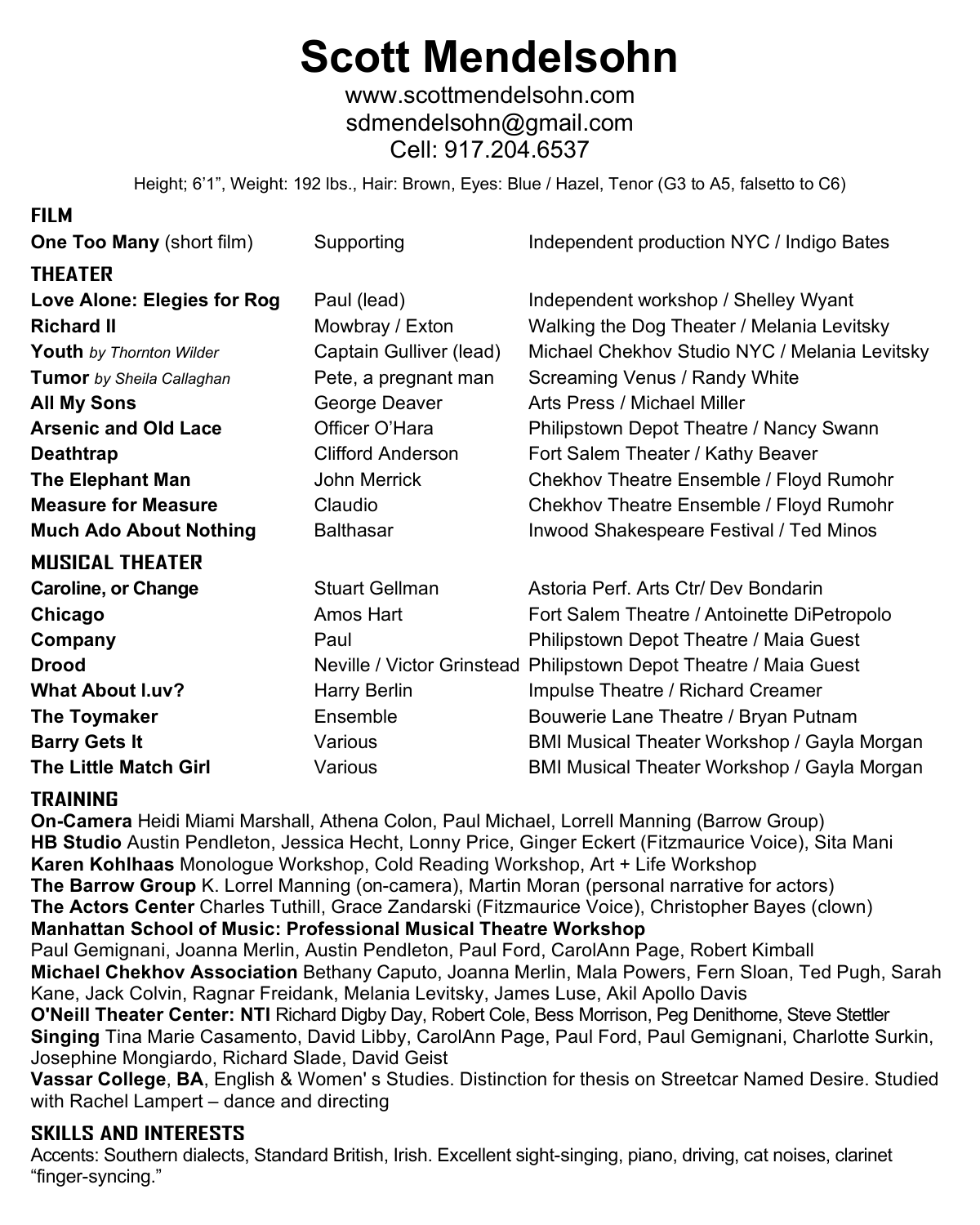# Scott Mendelsohn

www.scottmendelsohn.com
sdmendelsohn@gmail.com
Cell: 917.204.6537

Height; 6'1", Weight: 192 lbs., Hair: Brown, Eyes: Blue / Hazel, Tenor (G3 to A5, falsetto to C6)

## FILM

| | | |
|---|---|---|
| **One Too Many** (short film) | Supporting | Independent production NYC / Indigo Bates |

## THEATER

| | | |
|---|---|---|
| **Love Alone: Elegies for Rog** | Paul (lead) | Independent workshop / Shelley Wyant |
| **Richard II** | Mowbray / Exton | Walking the Dog Theater / Melania Levitsky |
| **Youth** *by Thornton Wilder* | Captain Gulliver (lead) | Michael Chekhov Studio NYC / Melania Levitsky |
| **Tumor** *by Sheila Callaghan* | Pete, a pregnant man | Screaming Venus / Randy White |
| **All My Sons** | George Deaver | Arts Press / Michael Miller |
| **Arsenic and Old Lace** | Officer O'Hara | Philipstown Depot Theatre / Nancy Swann |
| **Deathtrap** | Clifford Anderson | Fort Salem Theater / Kathy Beaver |
| **The Elephant Man** | John Merrick | Chekhov Theatre Ensemble / Floyd Rumohr |
| **Measure for Measure** | Claudio | Chekhov Theatre Ensemble / Floyd Rumohr |
| **Much Ado About Nothing** | Balthasar | Inwood Shakespeare Festival / Ted Minos |

## MUSICAL THEATER

| | | |
|---|---|---|
| **Caroline, or Change** | Stuart Gellman | Astoria Perf. Arts Ctr/ Dev Bondarin |
| **Chicago** | Amos Hart | Fort Salem Theatre / Antoinette DiPetropolo |
| **Company** | Paul | Philipstown Depot Theatre / Maia Guest |
| **Drood** | Neville / Victor Grinstead | Philipstown Depot Theatre / Maia Guest |
| **What About Luv?** | Harry Berlin | Impulse Theatre / Richard Creamer |
| **The Toymaker** | Ensemble | Bouwerie Lane Theatre / Bryan Putnam |
| **Barry Gets It** | Various | BMI Musical Theater Workshop / Gayla Morgan |
| **The Little Match Girl** | Various | BMI Musical Theater Workshop / Gayla Morgan |

## TRAINING

**On-Camera** Heidi Miami Marshall, Athena Colon, Paul Michael, Lorrell Manning (Barrow Group)
**HB Studio** Austin Pendleton, Jessica Hecht, Lonny Price, Ginger Eckert (Fitzmaurice Voice), Sita Mani
**Karen Kohlhaas** Monologue Workshop, Cold Reading Workshop, Art + Life Workshop
**The Barrow Group** K. Lorrel Manning (on-camera), Martin Moran (personal narrative for actors)
**The Actors Center** Charles Tuthill, Grace Zandarski (Fitzmaurice Voice), Christopher Bayes (clown)
**Manhattan School of Music: Professional Musical Theatre Workshop**
Paul Gemignani, Joanna Merlin, Austin Pendleton, Paul Ford, CarolAnn Page, Robert Kimball
**Michael Chekhov Association** Bethany Caputo, Joanna Merlin, Mala Powers, Fern Sloan, Ted Pugh, Sarah Kane, Jack Colvin, Ragnar Freidank, Melania Levitsky, James Luse, Akil Apollo Davis
**O'Neill Theater Center: NTI** Richard Digby Day, Robert Cole, Bess Morrison, Peg Denithorne, Steve Stettler
**Singing** Tina Marie Casamento, David Libby, CarolAnn Page, Paul Ford, Paul Gemignani, Charlotte Surkin, Josephine Mongiardo, Richard Slade, David Geist
**Vassar College**, **BA**, English & Women' s Studies. Distinction for thesis on Streetcar Named Desire. Studied with Rachel Lampert – dance and directing

## SKILLS AND INTERESTS

Accents: Southern dialects, Standard British, Irish. Excellent sight-singing, piano, driving, cat noises, clarinet "finger-syncing."